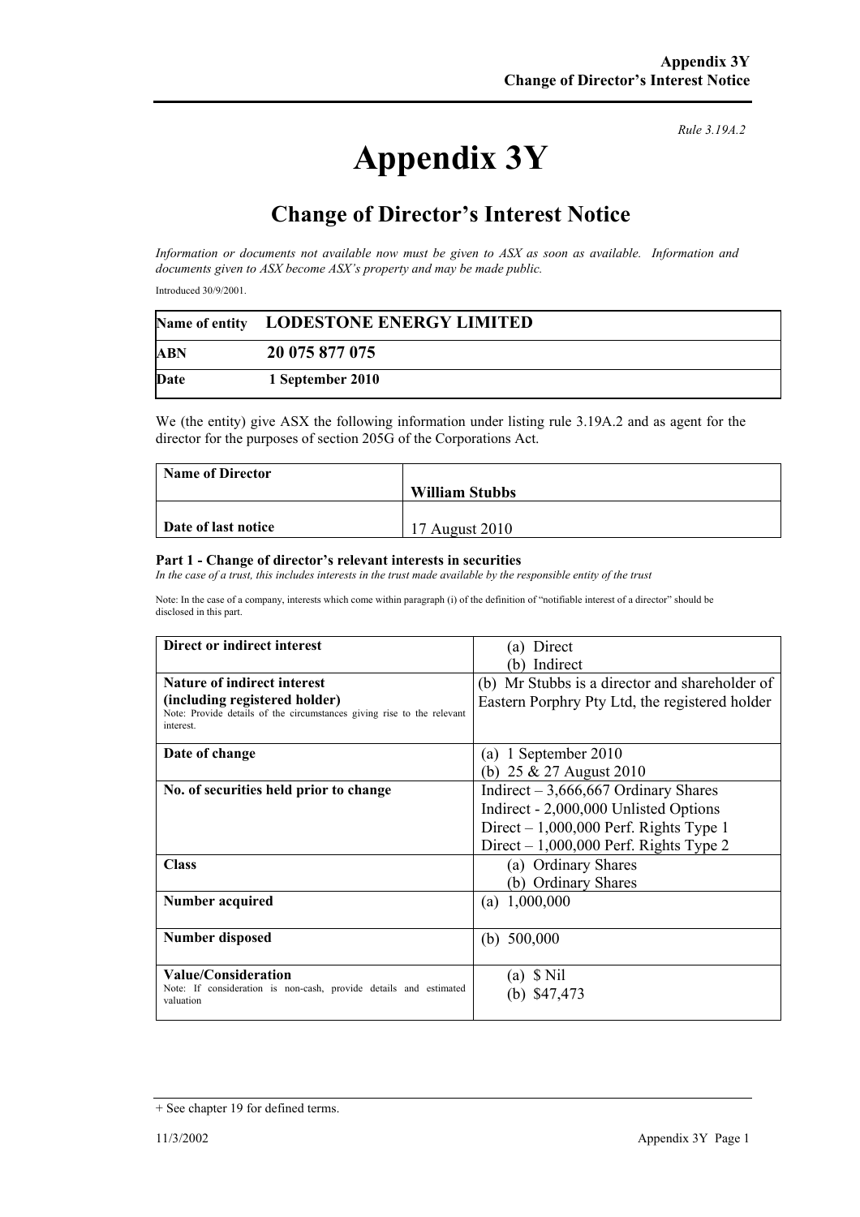*Rule 3.19A.2*

# Appendix 3Y

## Change of Director's Interest Notice

*Information or documents not available now must be given to ASX as soon as available. Information and documents given to ASX become ASX's property and may be made public.*

Introduced 30/9/2001.

| Name of entity | LODESTONE ENERGY LIMITED |
|---|---|
| ABN | 20 075 877 075 |
| Date | 1 September 2010 |

We (the entity) give ASX the following information under listing rule 3.19A.2 and as agent for the director for the purposes of section 205G of the Corporations Act.

| Name of Director | William Stubbs |
|---|---|
| Date of last notice | 17 August 2010 |

### Part 1 - Change of director's relevant interests in securities

*In the case of a trust, this includes interests in the trust made available by the responsible entity of the trust*

Note: In the case of a company, interests which come within paragraph (i) of the definition of "notifiable interest of a director" should be disclosed in this part.

| | |
|---|---|
| **Direct or indirect interest** | (a) Direct<br>(b) Indirect |
| **Nature of indirect interest (including registered holder)**<br>Note: Provide details of the circumstances giving rise to the relevant interest. | (b) Mr Stubbs is a director and shareholder of Eastern Porphry Pty Ltd, the registered holder |
| **Date of change** | (a) 1 September 2010<br>(b) 25 & 27 August 2010 |
| **No. of securities held prior to change** | Indirect – 3,666,667 Ordinary Shares<br>Indirect - 2,000,000 Unlisted Options<br>Direct – 1,000,000 Perf. Rights Type 1<br>Direct – 1,000,000 Perf. Rights Type 2 |
| **Class** | (a) Ordinary Shares<br>(b) Ordinary Shares |
| **Number acquired** | (a) 1,000,000 |
| **Number disposed** | (b) 500,000 |
| **Value/Consideration**<br>Note: If consideration is non-cash, provide details and estimated valuation | (a) $ Nil<br>(b) $47,473 |

+ See chapter 19 for defined terms.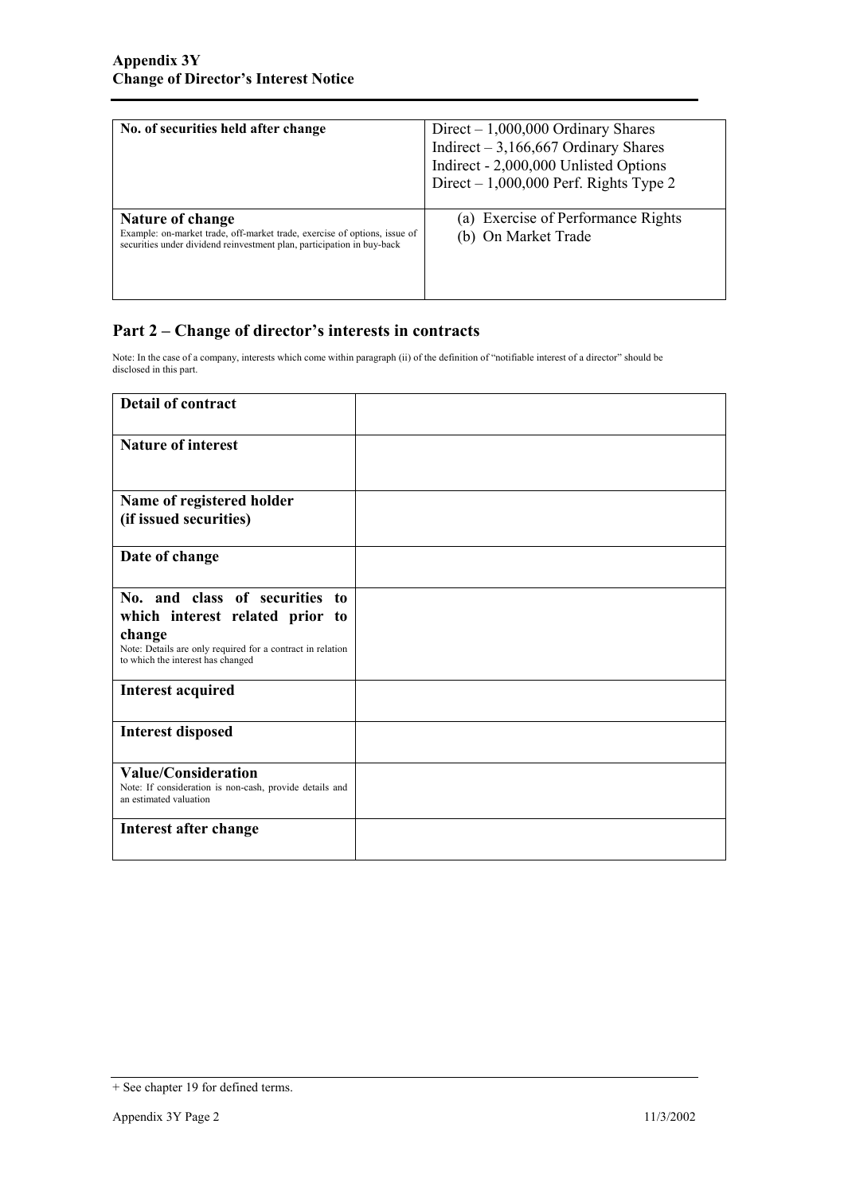| | |
|---|---|
| **No. of securities held after change** | Direct – 1,000,000 Ordinary Shares<br>Indirect – 3,166,667 Ordinary Shares<br>Indirect - 2,000,000 Unlisted Options<br>Direct – 1,000,000 Perf. Rights Type 2 |
| **Nature of change**<br>Example: on-market trade, off-market trade, exercise of options, issue of securities under dividend reinvestment plan, participation in buy-back | (a) Exercise of Performance Rights<br>(b) On Market Trade |

## Part 2 – Change of director's interests in contracts

Note: In the case of a company, interests which come within paragraph (ii) of the definition of "notifiable interest of a director" should be disclosed in this part.

| | |
|---|---|
| **Detail of contract** | |
| **Nature of interest** | |
| **Name of registered holder (if issued securities)** | |
| **Date of change** | |
| **No. and class of securities to which interest related prior to change**<br>Note: Details are only required for a contract in relation to which the interest has changed | |
| **Interest acquired** | |
| **Interest disposed** | |
| **Value/Consideration**<br>Note: If consideration is non-cash, provide details and an estimated valuation | |
| **Interest after change** | |

+ See chapter 19 for defined terms.